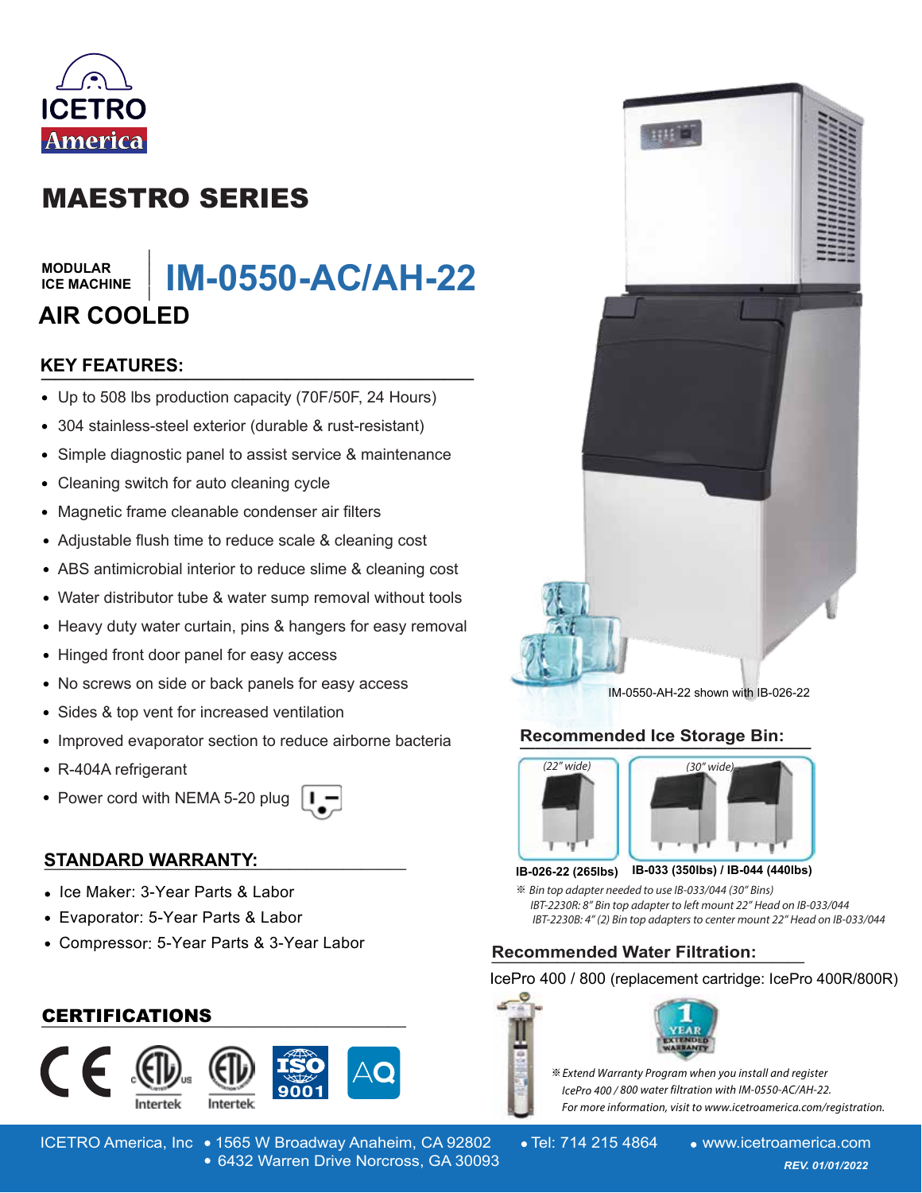ICETRO
America

# MAESTRO SERIES

**MODULAR ICE MACHINE**

# IM-0550-AC/AH-22

## AIR COOLED

### KEY FEATURES:

- Up to 508 lbs production capacity (70F/50F, 24 Hours)
- 304 stainless-steel exterior (durable & rust-resistant)
- Simple diagnostic panel to assist service & maintenance
- Cleaning switch for auto cleaning cycle
- Magnetic frame cleanable condenser air filters
- Adjustable flush time to reduce scale & cleaning cost
- ABS antimicrobial interior to reduce slime & cleaning cost
- Water distributor tube & water sump removal without tools
- Heavy duty water curtain, pins & hangers for easy removal
- Hinged front door panel for easy access
- No screws on side or back panels for easy access
- Sides & top vent for increased ventilation
- Improved evaporator section to reduce airborne bacteria
- R-404A refrigerant
- Power cord with NEMA 5-20 plug

### STANDARD WARRANTY:

- Ice Maker: 3-Year Parts & Labor
- Evaporator: 5-Year Parts & Labor
- Compressor: 5-Year Parts & 3-Year Labor

### CERTIFICATIONS

CE, Intertek (ETL), Intertek (ETL Sanitation), ISO 9001, AQ

IM-0550-AH-22 shown with IB-026-22

### Recommended Ice Storage Bin:

*(22" wide)* | *(30" wide)*

**IB-026-22 (265lbs)** | **IB-033 (350lbs) / IB-044 (440lbs)**

*※ Bin top adapter needed to use IB-033/044 (30" Bins)*
*IBT-2230R: 8" Bin top adapter to left mount 22" Head on IB-033/044*
*IBT-2230B: 4" (2) Bin top adapters to center mount 22" Head on IB-033/044*

### Recommended Water Filtration:

IcePro 400 / 800 (replacement cartridge: IcePro 400R/800R)

1 YEAR EXTENDED WARRANTY

*※ Extend Warranty Program when you install and register IcePro 400 / 800 water filtration with IM-0550-AC/AH-22. For more information, visit to www.icetroamerica.com/registration.*

ICETRO America, Inc • 1565 W Broadway Anaheim, CA 92802 • 6432 Warren Drive Norcross, GA 30093 • Tel: 714 215 4864 • www.icetroamerica.com

*REV. 01/01/2022*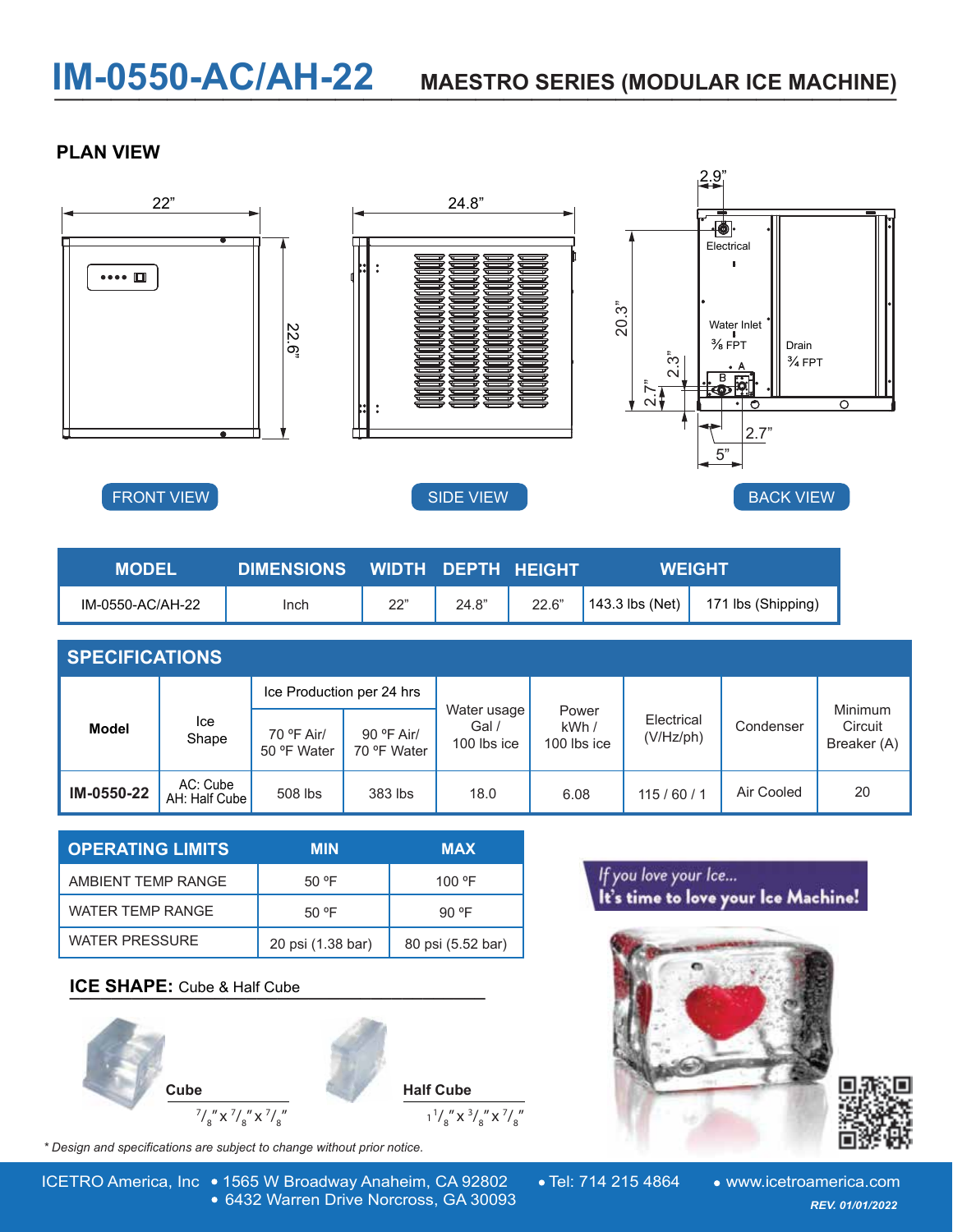# IM-0550-AC/AH-22 MAESTRO SERIES (MODULAR ICE MACHINE)

## PLAN VIEW

22"
22.6"
24.8"
2.9"
Electrical
Water Inlet
⅜ FPT
Drain
¾ FPT
20.3"
2.3"
2.7"
A
B
2.7"
5"

FRONT VIEW

SIDE VIEW

BACK VIEW

| MODEL | DIMENSIONS | WIDTH | DEPTH | HEIGHT | WEIGHT | |
|---|---|---|---|---|---|---|
| IM-0550-AC/AH-22 | Inch | 22" | 24.8" | 22.6" | 143.3 lbs (Net) | 171 lbs (Shipping) |

## SPECIFICATIONS

| Model | Ice Shape | Ice Production per 24 hrs | | Water usage Gal / 100 lbs ice | Power kWh / 100 lbs ice | Electrical (V/Hz/ph) | Condenser | Minimum Circuit Breaker (A) |
|---|---|---|---|---|---|---|---|---|
| | | 70 ºF Air/ 50 ºF Water | 90 ºF Air/ 70 ºF Water | | | | | |
| **IM-0550-22** | AC: Cube AH: Half Cube | 508 lbs | 383 lbs | 18.0 | 6.08 | 115 / 60 / 1 | Air Cooled | 20 |

| OPERATING LIMITS | MIN | MAX |
|---|---|---|
| AMBIENT TEMP RANGE | 50 ºF | 100 ºF |
| WATER TEMP RANGE | 50 ºF | 90 ºF |
| WATER PRESSURE | 20 psi (1.38 bar) | 80 psi (5.52 bar) |

*If you love your Ice...*
**It's time to love your Ice Machine!**

**ICE SHAPE:** Cube & Half Cube

**Cube**
7/8" x 7/8" x 7/8"

**Half Cube**
1 1/8" x 3/8" x 7/8"

*\* Design and specifications are subject to change without prior notice.*

ICETRO America, Inc • 1565 W Broadway Anaheim, CA 92802 • 6432 Warren Drive Norcross, GA 30093 • Tel: 714 215 4864 • www.icetroamerica.com

*REV. 01/01/2022*